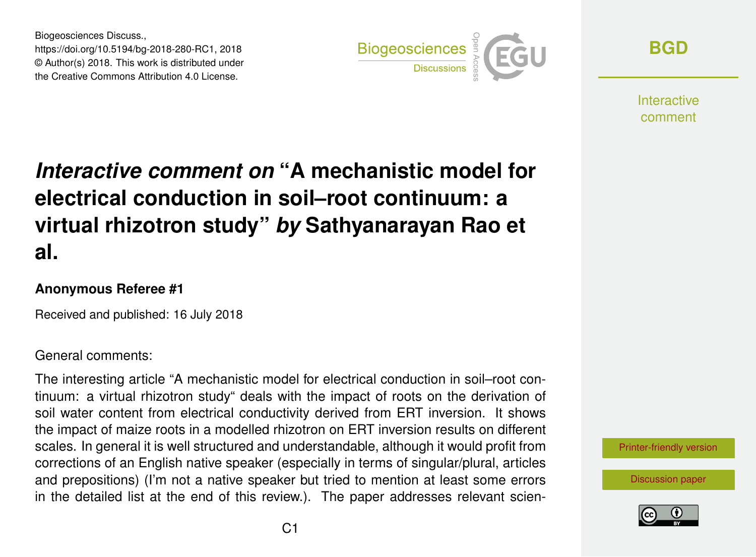Biogeosciences Discuss.,
https://doi.org/10.5194/bg-2018-280-RC1, 2018
© Author(s) 2018. This work is distributed under
the Creative Commons Attribution 4.0 License.

# *Interactive comment on* "A mechanistic model for electrical conduction in soil–root continuum: a virtual rhizotron study" *by* Sathyanarayan Rao et al.

**Anonymous Referee #1**

Received and published: 16 July 2018

General comments:

The interesting article "A mechanistic model for electrical conduction in soil–root continuum: a virtual rhizotron study" deals with the impact of roots on the derivation of soil water content from electrical conductivity derived from ERT inversion. It shows the impact of maize roots in a modelled rhizotron on ERT inversion results on different scales. In general it is well structured and understandable, although it would profit from corrections of an English native speaker (especially in terms of singular/plural, articles and prepositions) (I'm not a native speaker but tried to mention at least some errors in the detailed list at the end of this review.). The paper addresses relevant scien-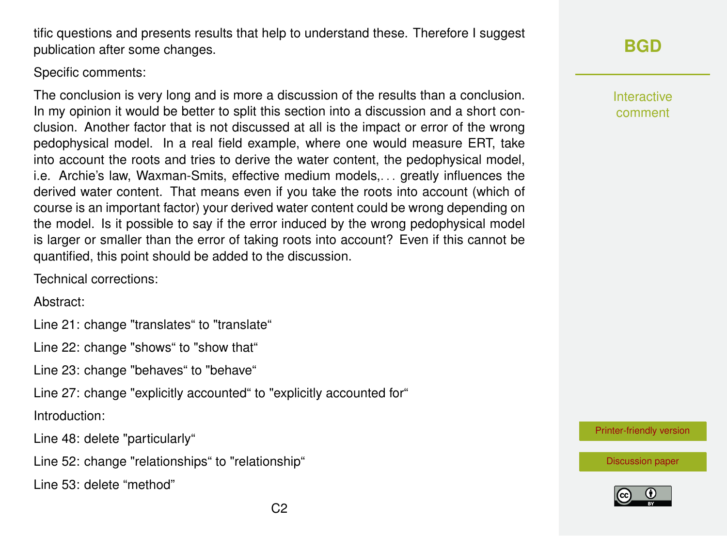tific questions and presents results that help to understand these. Therefore I suggest publication after some changes.

Specific comments:

The conclusion is very long and is more a discussion of the results than a conclusion. In my opinion it would be better to split this section into a discussion and a short conclusion. Another factor that is not discussed at all is the impact or error of the wrong pedophysical model. In a real field example, where one would measure ERT, take into account the roots and tries to derive the water content, the pedophysical model, i.e. Archie's law, Waxman-Smits, effective medium models,. . . greatly influences the derived water content. That means even if you take the roots into account (which of course is an important factor) your derived water content could be wrong depending on the model. Is it possible to say if the error induced by the wrong pedophysical model is larger or smaller than the error of taking roots into account? Even if this cannot be quantified, this point should be added to the discussion.

Technical corrections:

Abstract:

Line 21: change "translates" to "translate"

Line 22: change "shows" to "show that"

Line 23: change "behaves" to "behave"

Line 27: change "explicitly accounted" to "explicitly accounted for"

Introduction:

Line 48: delete "particularly"

Line 52: change "relationships" to "relationship"

Line 53: delete "method"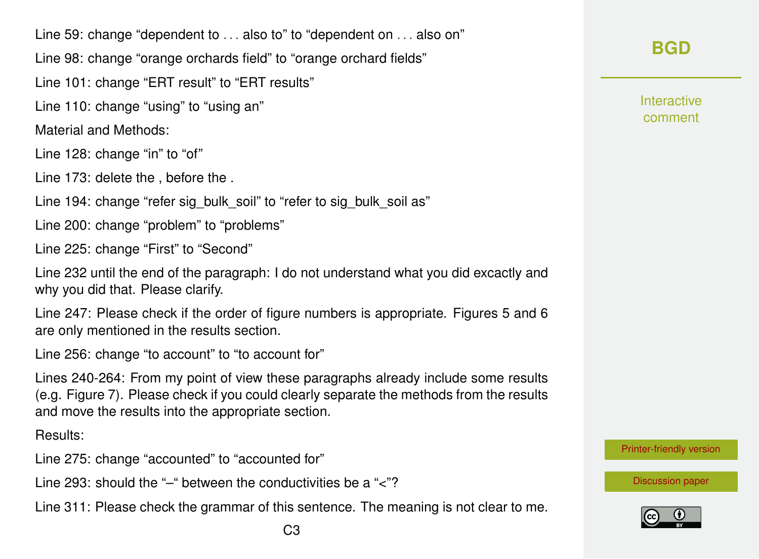Line 59: change “dependent to . . . also to” to “dependent on . . . also on”

Line 98: change “orange orchards field” to “orange orchard fields”

Line 101: change “ERT result” to “ERT results”

Line 110: change “using” to “using an”

Material and Methods:

Line 128: change “in” to “of”

Line 173: delete the , before the .

Line 194: change “refer sig_bulk_soil” to “refer to sig_bulk_soil as”

Line 200: change “problem” to “problems”

Line 225: change “First” to “Second”

Line 232 until the end of the paragraph: I do not understand what you did excactly and why you did that. Please clarify.

Line 247: Please check if the order of figure numbers is appropriate. Figures 5 and 6 are only mentioned in the results section.

Line 256: change “to account” to “to account for”

Lines 240-264: From my point of view these paragraphs already include some results (e.g. Figure 7). Please check if you could clearly separate the methods from the results and move the results into the appropriate section.

Results:

Line 275: change “accounted” to “accounted for”

Line 293: should the “–“ between the conductivities be a “<”?

Line 311: Please check the grammar of this sentence. The meaning is not clear to me.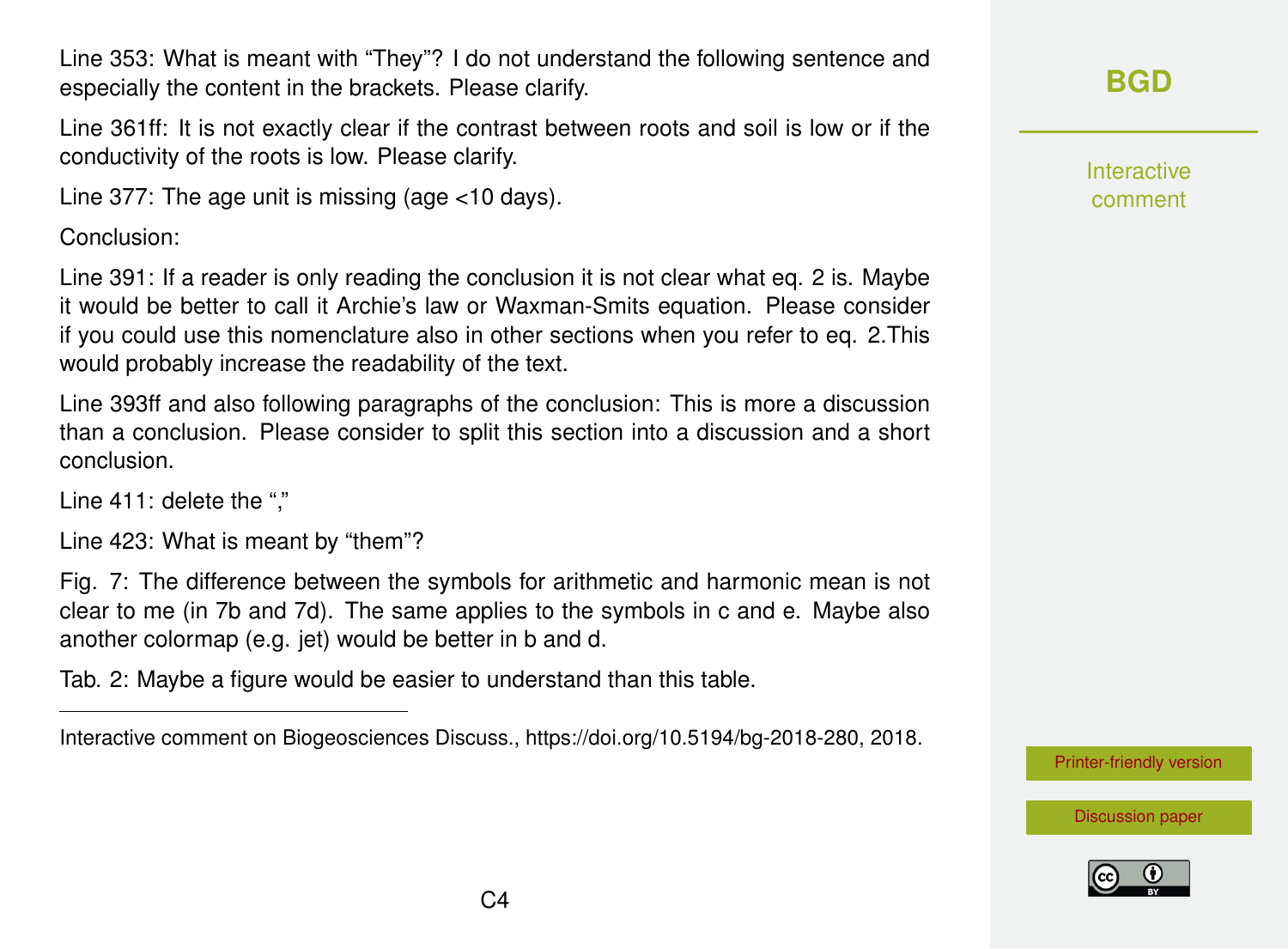Line 353: What is meant with “They”? I do not understand the following sentence and especially the content in the brackets. Please clarify.

Line 361ff: It is not exactly clear if the contrast between roots and soil is low or if the conductivity of the roots is low. Please clarify.

Line 377: The age unit is missing (age <10 days).

Conclusion:

Line 391: If a reader is only reading the conclusion it is not clear what eq. 2 is. Maybe it would be better to call it Archie’s law or Waxman-Smits equation. Please consider if you could use this nomenclature also in other sections when you refer to eq. 2.This would probably increase the readability of the text.

Line 393ff and also following paragraphs of the conclusion: This is more a discussion than a conclusion. Please consider to split this section into a discussion and a short conclusion.

Line 411: delete the “,”

Line 423: What is meant by “them”?

Fig. 7: The difference between the symbols for arithmetic and harmonic mean is not clear to me (in 7b and 7d). The same applies to the symbols in c and e. Maybe also another colormap (e.g. jet) would be better in b and d.

Tab. 2: Maybe a figure would be easier to understand than this table.

---

Interactive comment on Biogeosciences Discuss., https://doi.org/10.5194/bg-2018-280, 2018.